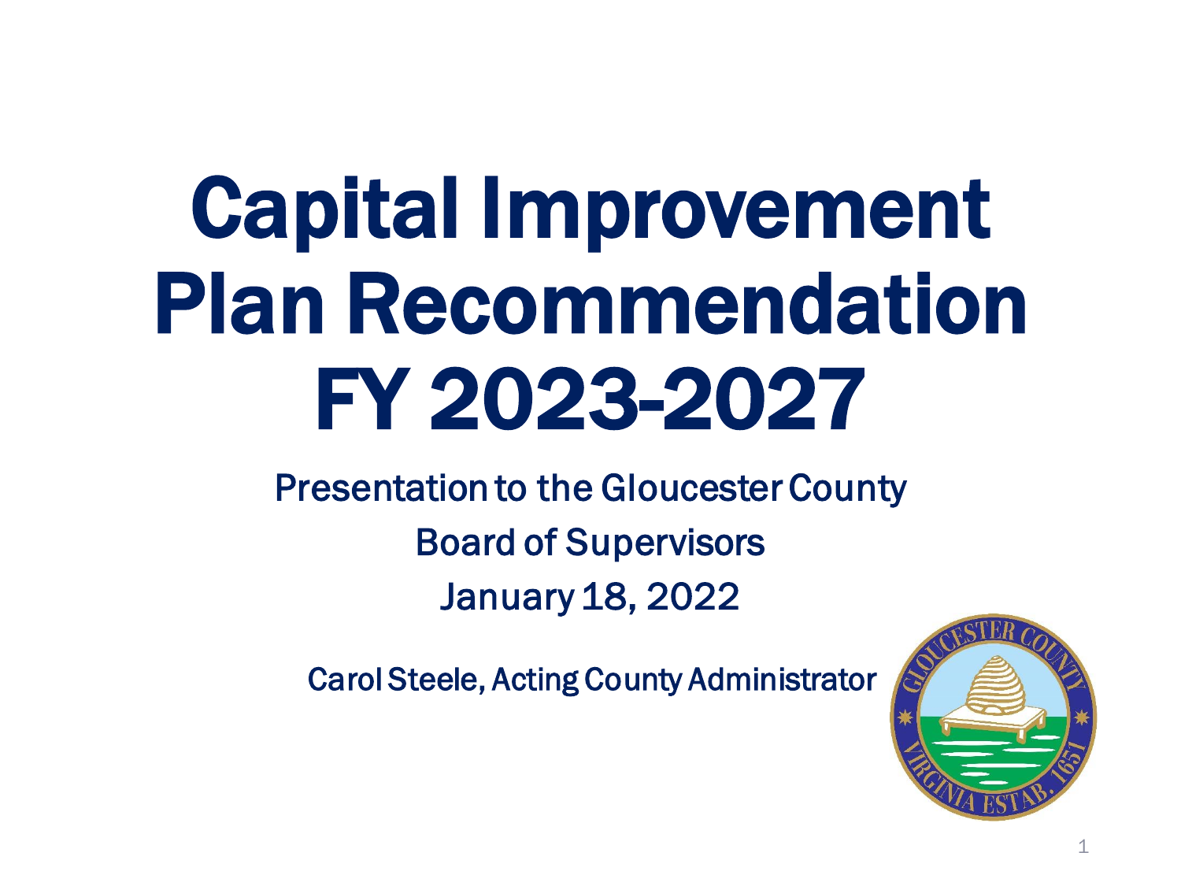# Capital Improvement Plan Recommendation FY 2023-2027

Presentation to the Gloucester County

Board of Supervisors

January 18, 2022

Carol Steele, Acting County Administrator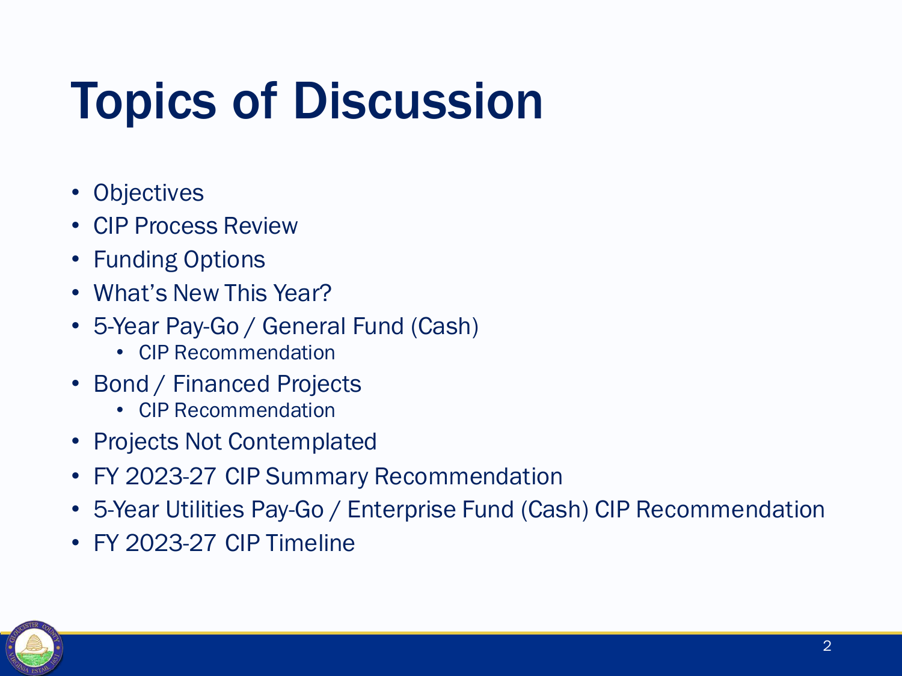# Topics of Discussion

- Objectives
- CIP Process Review
- Funding Options
- What's New This Year?
- 5-Year Pay-Go / General Fund (Cash)
  - CIP Recommendation
- Bond / Financed Projects
  - CIP Recommendation
- Projects Not Contemplated
- FY 2023-27 CIP Summary Recommendation
- 5-Year Utilities Pay-Go / Enterprise Fund (Cash) CIP Recommendation
- FY 2023-27 CIP Timeline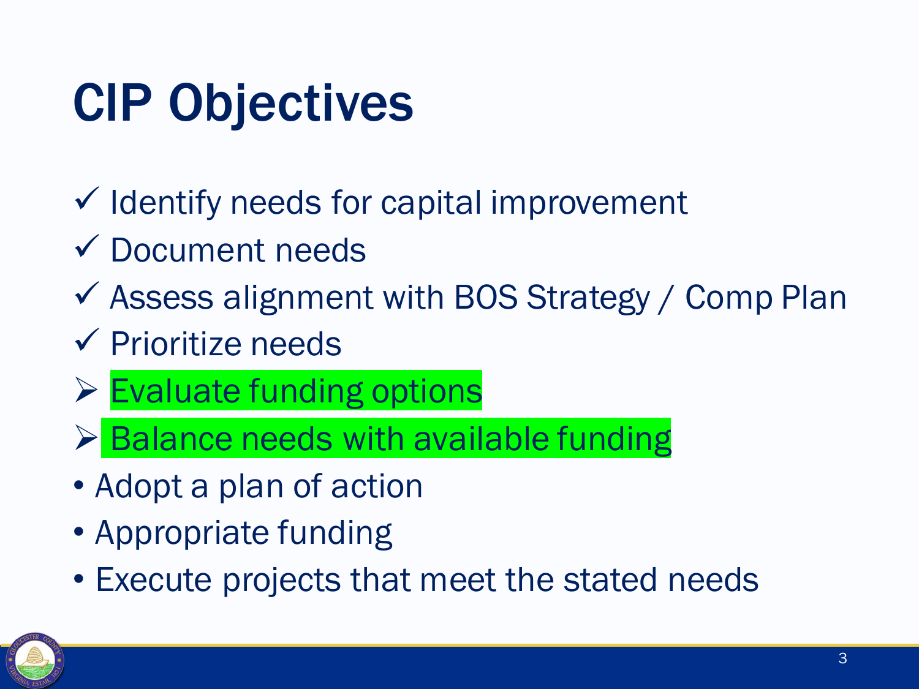# CIP Objectives

- ✓ Identify needs for capital improvement
- ✓ Document needs
- ✓ Assess alignment with BOS Strategy / Comp Plan
- ✓ Prioritize needs
- ➢ Evaluate funding options
- ➢ Balance needs with available funding
- Adopt a plan of action
- Appropriate funding
- Execute projects that meet the stated needs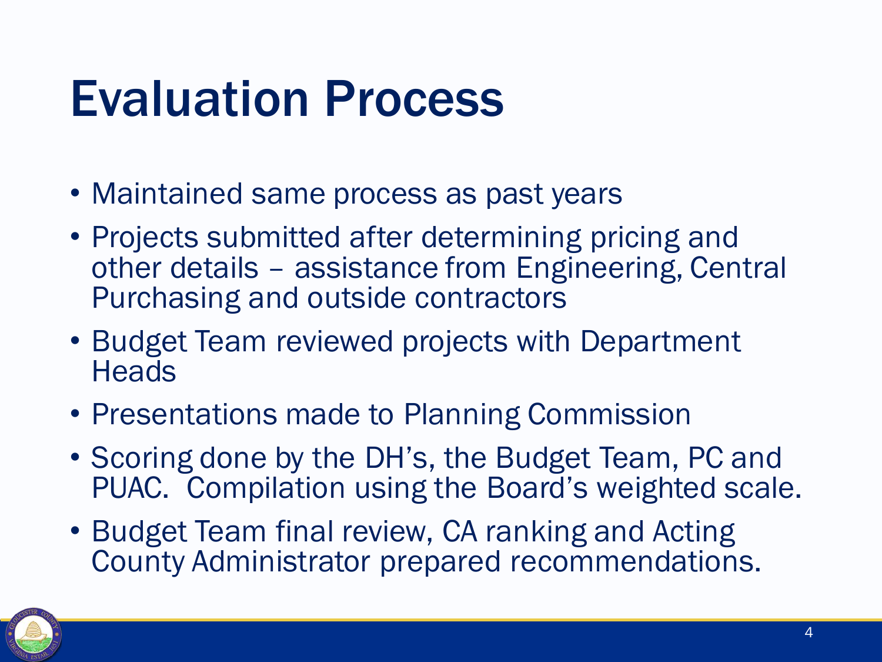# Evaluation Process

- Maintained same process as past years
- Projects submitted after determining pricing and other details – assistance from Engineering, Central Purchasing and outside contractors
- Budget Team reviewed projects with Department Heads
- Presentations made to Planning Commission
- Scoring done by the DH's, the Budget Team, PC and PUAC. Compilation using the Board's weighted scale.
- Budget Team final review, CA ranking and Acting County Administrator prepared recommendations.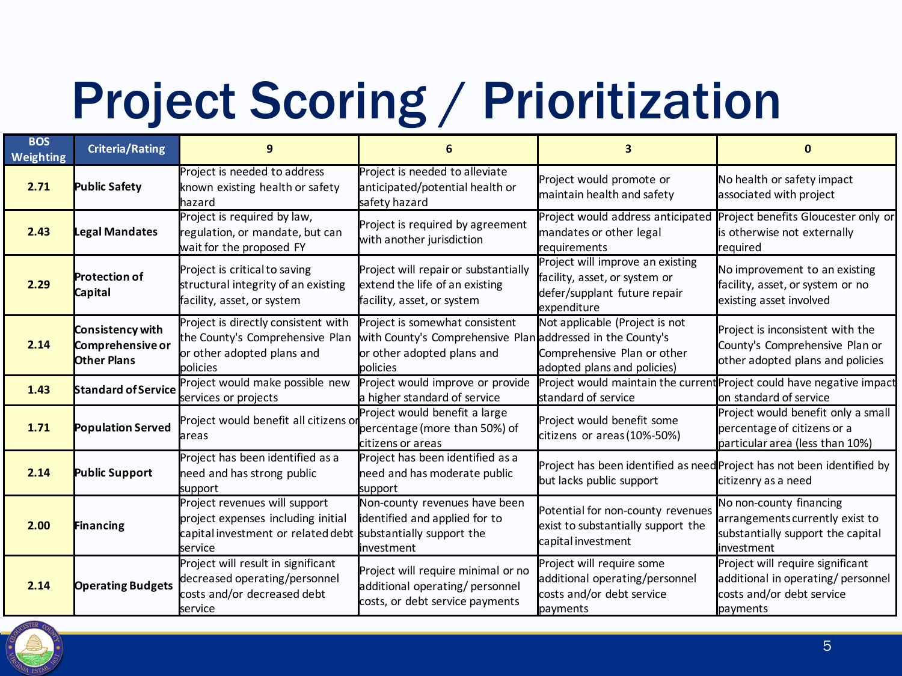# Project Scoring / Prioritization

| BOS Weighting | Criteria/Rating | 9 | 6 | 3 | 0 |
|---|---|---|---|---|---|
| 2.71 | **Public Safety** | Project is needed to address known existing health or safety hazard | Project is needed to alleviate anticipated/potential health or safety hazard | Project would promote or maintain health and safety | No health or safety impact associated with project |
| 2.43 | **Legal Mandates** | Project is required by law, regulation, or mandate, but can wait for the proposed FY | Project is required by agreement with another jurisdiction | Project would address anticipated mandates or other legal requirements | Project benefits Gloucester only or is otherwise not externally required |
| 2.29 | **Protection of Capital** | Project is critical to saving structural integrity of an existing facility, asset, or system | Project will repair or substantially extend the life of an existing facility, asset, or system | Project will improve an existing facility, asset, or system or defer/supplant future repair expenditure | No improvement to an existing facility, asset, or system or no existing asset involved |
| 2.14 | **Consistency with Comprehensive or Other Plans** | Project is directly consistent with the County's Comprehensive Plan or other adopted plans and policies | Project is somewhat consistent with County's Comprehensive Plan or other adopted plans and policies | Not applicable (Project is not addressed in the County's Comprehensive Plan or other adopted plans and policies) | Project is inconsistent with the County's Comprehensive Plan or other adopted plans and policies |
| 1.43 | **Standard of Service** | Project would make possible new services or projects | Project would improve or provide a higher standard of service | Project would maintain the current standard of service | Project could have negative impact on standard of service |
| 1.71 | **Population Served** | Project would benefit all citizens or areas | Project would benefit a large percentage (more than 50%) of citizens or areas | Project would benefit some citizens or areas (10%-50%) | Project would benefit only a small percentage of citizens or a particular area (less than 10%) |
| 2.14 | **Public Support** | Project has been identified as a need and has strong public support | Project has been identified as a need and has moderate public support | Project has been identified as need but lacks public support | Project has not been identified by citizenry as a need |
| 2.00 | **Financing** | Project revenues will support project expenses including initial capital investment or related debt service | Non-county revenues have been identified and applied for to substantially support the investment | Potential for non-county revenues exist to substantially support the capital investment | No non-county financing arrangements currently exist to substantially support the capital investment |
| 2.14 | **Operating Budgets** | Project will result in significant decreased operating/personnel costs and/or decreased debt service | Project will require minimal or no additional operating/ personnel costs, or debt service payments | Project will require some additional operating/personnel costs and/or debt service payments | Project will require significant additional in operating/ personnel costs and/or debt service payments |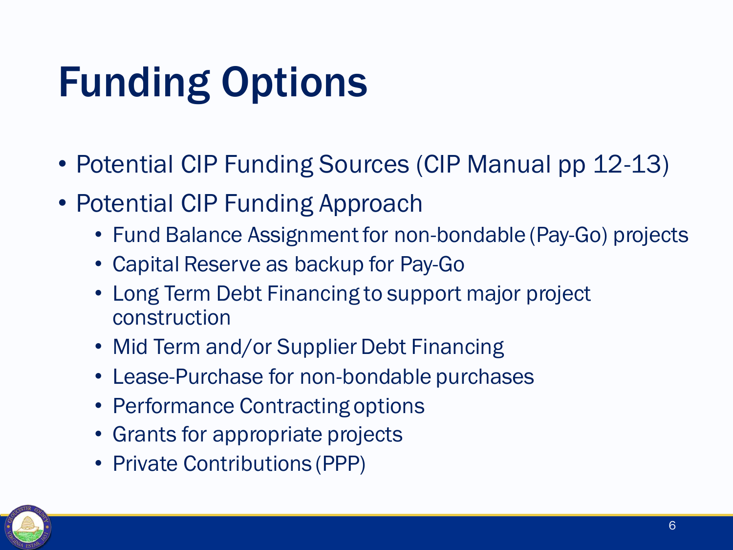# Funding Options

- Potential CIP Funding Sources (CIP Manual pp 12-13)
- Potential CIP Funding Approach
  - Fund Balance Assignment for non-bondable (Pay-Go) projects
  - Capital Reserve as backup for Pay-Go
  - Long Term Debt Financing to support major project construction
  - Mid Term and/or Supplier Debt Financing
  - Lease-Purchase for non-bondable purchases
  - Performance Contracting options
  - Grants for appropriate projects
  - Private Contributions (PPP)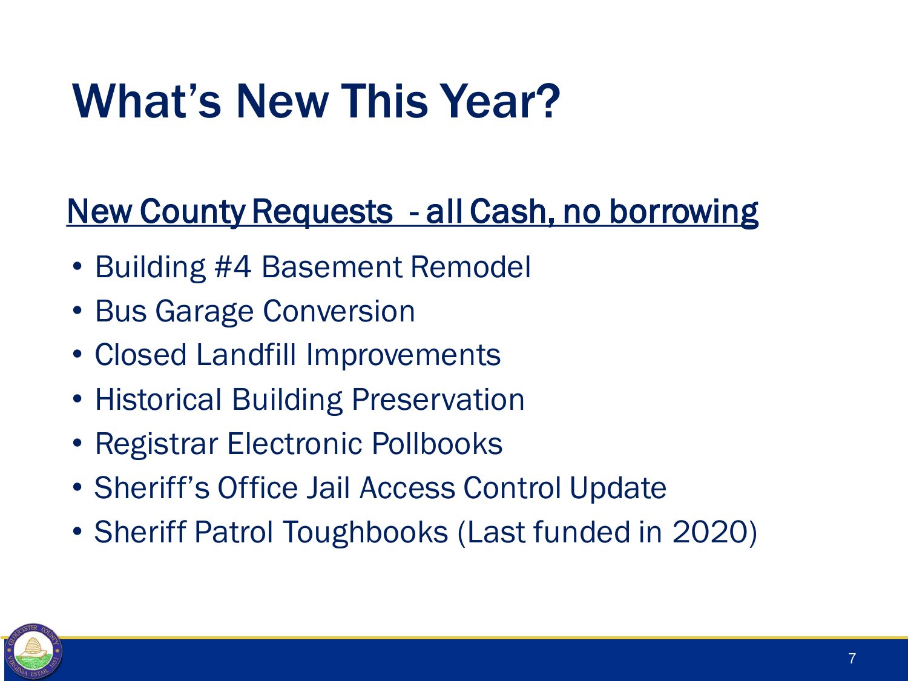# What's New This Year?

## New County Requests - all Cash, no borrowing

- Building #4 Basement Remodel
- Bus Garage Conversion
- Closed Landfill Improvements
- Historical Building Preservation
- Registrar Electronic Pollbooks
- Sheriff's Office Jail Access Control Update
- Sheriff Patrol Toughbooks (Last funded in 2020)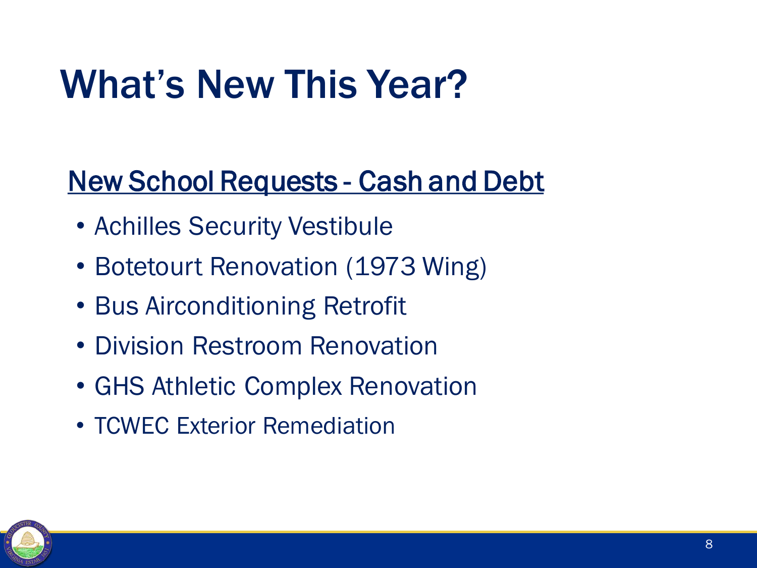# What's New This Year?

## New School Requests - Cash and Debt

- Achilles Security Vestibule
- Botetourt Renovation (1973 Wing)
- Bus Airconditioning Retrofit
- Division Restroom Renovation
- GHS Athletic Complex Renovation
- TCWEC Exterior Remediation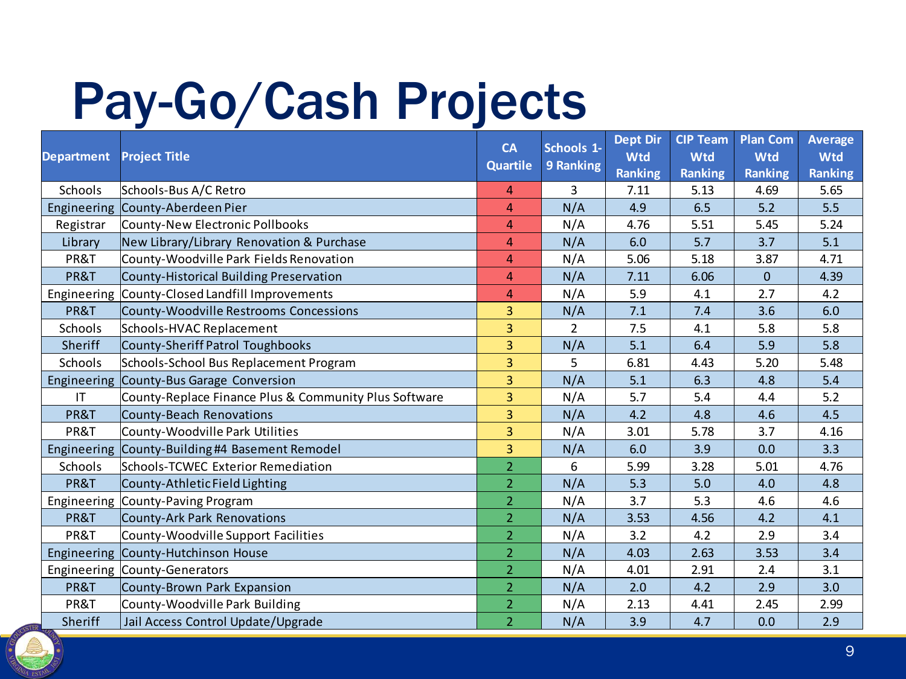# Pay-Go/Cash Projects

| Department | Project Title | CA Quartile | Schools 1-9 Ranking | Dept Dir Wtd Ranking | CIP Team Wtd Ranking | Plan Com Wtd Ranking | Average Wtd Ranking |
|---|---|---|---|---|---|---|---|
| Schools | Schools-Bus A/C Retro | 4 | 3 | 7.11 | 5.13 | 4.69 | 5.65 |
| Engineering | County-Aberdeen Pier | 4 | N/A | 4.9 | 6.5 | 5.2 | 5.5 |
| Registrar | County-New Electronic Pollbooks | 4 | N/A | 4.76 | 5.51 | 5.45 | 5.24 |
| Library | New Library/Library Renovation & Purchase | 4 | N/A | 6.0 | 5.7 | 3.7 | 5.1 |
| PR&T | County-Woodville Park Fields Renovation | 4 | N/A | 5.06 | 5.18 | 3.87 | 4.71 |
| PR&T | County-Historical Building Preservation | 4 | N/A | 7.11 | 6.06 | 0 | 4.39 |
| Engineering | County-Closed Landfill Improvements | 4 | N/A | 5.9 | 4.1 | 2.7 | 4.2 |
| PR&T | County-Woodville Restrooms Concessions | 3 | N/A | 7.1 | 7.4 | 3.6 | 6.0 |
| Schools | Schools-HVAC Replacement | 3 | 2 | 7.5 | 4.1 | 5.8 | 5.8 |
| Sheriff | County-Sheriff Patrol Toughbooks | 3 | N/A | 5.1 | 6.4 | 5.9 | 5.8 |
| Schools | Schools-School Bus Replacement Program | 3 | 5 | 6.81 | 4.43 | 5.20 | 5.48 |
| Engineering | County-Bus Garage Conversion | 3 | N/A | 5.1 | 6.3 | 4.8 | 5.4 |
| IT | County-Replace Finance Plus & Community Plus Software | 3 | N/A | 5.7 | 5.4 | 4.4 | 5.2 |
| PR&T | County-Beach Renovations | 3 | N/A | 4.2 | 4.8 | 4.6 | 4.5 |
| PR&T | County-Woodville Park Utilities | 3 | N/A | 3.01 | 5.78 | 3.7 | 4.16 |
| Engineering | County-Building #4 Basement Remodel | 3 | N/A | 6.0 | 3.9 | 0.0 | 3.3 |
| Schools | Schools-TCWEC Exterior Remediation | 2 | 6 | 5.99 | 3.28 | 5.01 | 4.76 |
| PR&T | County-Athletic Field Lighting | 2 | N/A | 5.3 | 5.0 | 4.0 | 4.8 |
| Engineering | County-Paving Program | 2 | N/A | 3.7 | 5.3 | 4.6 | 4.6 |
| PR&T | County-Ark Park Renovations | 2 | N/A | 3.53 | 4.56 | 4.2 | 4.1 |
| PR&T | County-Woodville Support Facilities | 2 | N/A | 3.2 | 4.2 | 2.9 | 3.4 |
| Engineering | County-Hutchinson House | 2 | N/A | 4.03 | 2.63 | 3.53 | 3.4 |
| Engineering | County-Generators | 2 | N/A | 4.01 | 2.91 | 2.4 | 3.1 |
| PR&T | County-Brown Park Expansion | 2 | N/A | 2.0 | 4.2 | 2.9 | 3.0 |
| PR&T | County-Woodville Park Building | 2 | N/A | 2.13 | 4.41 | 2.45 | 2.99 |
| Sheriff | Jail Access Control Update/Upgrade | 2 | N/A | 3.9 | 4.7 | 0.0 | 2.9 |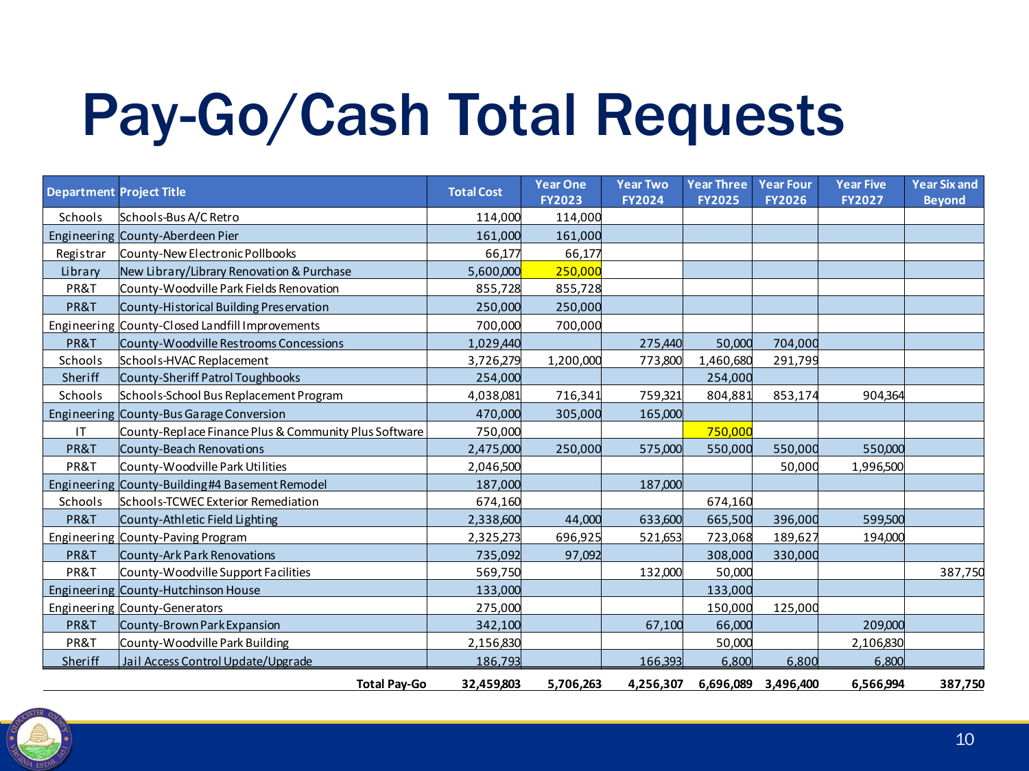# Pay-Go/Cash Total Requests

| Department | Project Title | Total Cost | Year One FY2023 | Year Two FY2024 | Year Three FY2025 | Year Four FY2026 | Year Five FY2027 | Year Six and Beyond |
|---|---|---|---|---|---|---|---|---|
| Schools | Schools-Bus A/C Retro | 114,000 | 114,000 | | | | | |
| Engineering | County-Aberdeen Pier | 161,000 | 161,000 | | | | | |
| Registrar | County-New Electronic Pollbooks | 66,177 | 66,177 | | | | | |
| Library | New Library/Library Renovation & Purchase | 5,600,000 | 250,000 | | | | | |
| PR&T | County-Woodville Park Fields Renovation | 855,728 | 855,728 | | | | | |
| PR&T | County-Historical Building Preservation | 250,000 | 250,000 | | | | | |
| Engineering | County-Closed Landfill Improvements | 700,000 | 700,000 | | | | | |
| PR&T | County-Woodville Restrooms Concessions | 1,029,440 | | 275,440 | 50,000 | 704,000 | | |
| Schools | Schools-HVAC Replacement | 3,726,279 | 1,200,000 | 773,800 | 1,460,680 | 291,799 | | |
| Sheriff | County-Sheriff Patrol Toughbooks | 254,000 | | | 254,000 | | | |
| Schools | Schools-School Bus Replacement Program | 4,038,081 | 716,341 | 759,321 | 804,881 | 853,174 | 904,364 | |
| Engineering | County-Bus Garage Conversion | 470,000 | 305,000 | 165,000 | | | | |
| IT | County-Replace Finance Plus & Community Plus Software | 750,000 | | | 750,000 | | | |
| PR&T | County-Beach Renovations | 2,475,000 | 250,000 | 575,000 | 550,000 | 550,000 | 550,000 | |
| PR&T | County-Woodville Park Utilities | 2,046,500 | | | | 50,000 | 1,996,500 | |
| Engineering | County-Building #4 Basement Remodel | 187,000 | | 187,000 | | | | |
| Schools | Schools-TCWEC Exterior Remediation | 674,160 | | | 674,160 | | | |
| PR&T | County-Athletic Field Lighting | 2,338,600 | 44,000 | 633,600 | 665,500 | 396,000 | 599,500 | |
| Engineering | County-Paving Program | 2,325,273 | 696,925 | 521,653 | 723,068 | 189,627 | 194,000 | |
| PR&T | County-Ark Park Renovations | 735,092 | 97,092 | | 308,000 | 330,000 | | |
| PR&T | County-Woodville Support Facilities | 569,750 | | 132,000 | 50,000 | | | 387,750 |
| Engineering | County-Hutchinson House | 133,000 | | | 133,000 | | | |
| Engineering | County-Generators | 275,000 | | | 150,000 | 125,000 | | |
| PR&T | County-Brown Park Expansion | 342,100 | | 67,100 | 66,000 | | 209,000 | |
| PR&T | County-Woodville Park Building | 2,156,830 | | | 50,000 | | 2,106,830 | |
| Sheriff | Jail Access Control Update/Upgrade | 186,793 | | 166,393 | 6,800 | 6,800 | 6,800 | |
| | **Total Pay-Go** | **32,459,803** | **5,706,263** | **4,256,307** | **6,696,089** | **3,496,400** | **6,566,994** | **387,750** |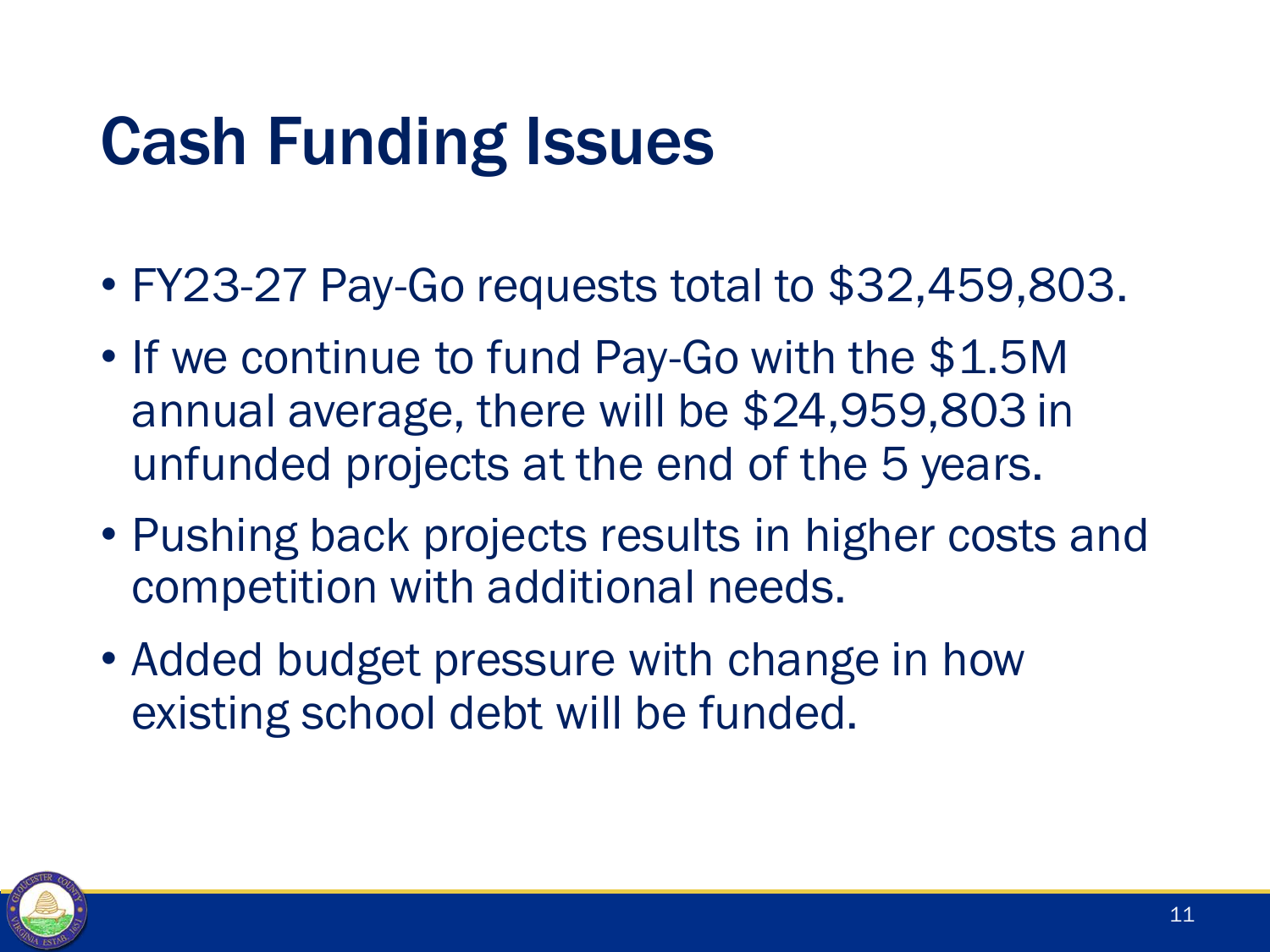# Cash Funding Issues

- FY23-27 Pay-Go requests total to $32,459,803.
- If we continue to fund Pay-Go with the $1.5M annual average, there will be $24,959,803 in unfunded projects at the end of the 5 years.
- Pushing back projects results in higher costs and competition with additional needs.
- Added budget pressure with change in how existing school debt will be funded.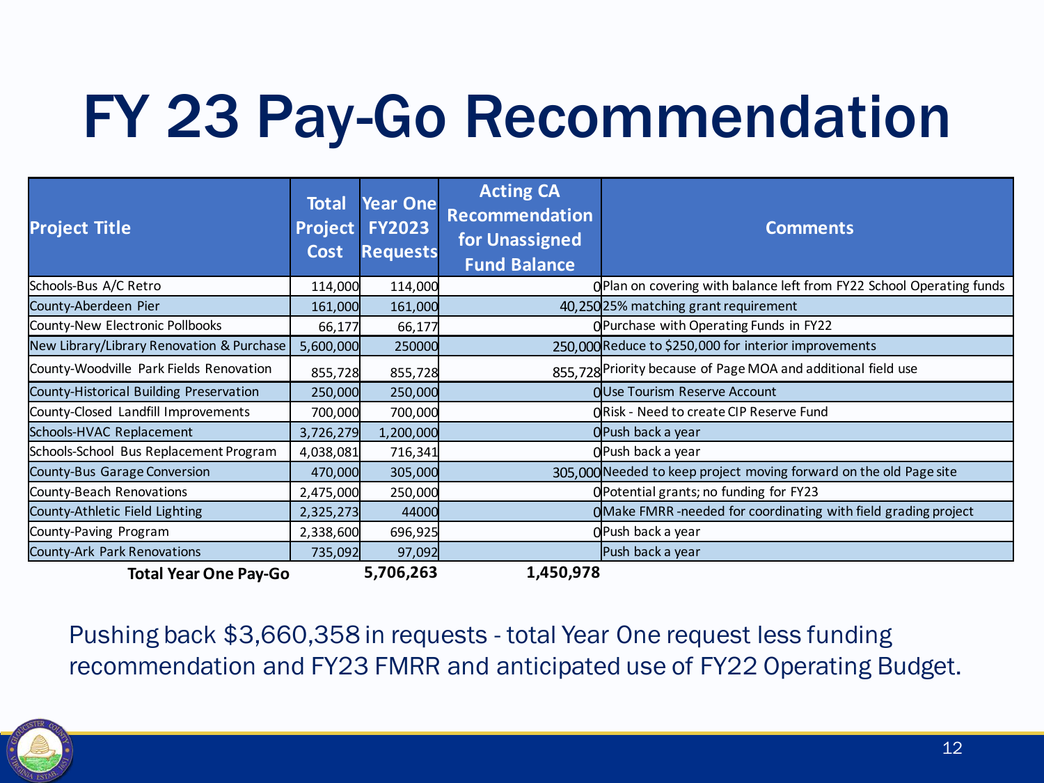# FY 23 Pay-Go Recommendation

| Project Title | Total Project Cost | Year One FY2023 Requests | Acting CA Recommendation for Unassigned Fund Balance | Comments |
|---|---|---|---|---|
| Schools-Bus A/C Retro | 114,000 | 114,000 | 0 | Plan on covering with balance left from FY22 School Operating funds |
| County-Aberdeen Pier | 161,000 | 161,000 | 40,250 | 25% matching grant requirement |
| County-New Electronic Pollbooks | 66,177 | 66,177 | 0 | Purchase with Operating Funds in FY22 |
| New Library/Library Renovation & Purchase | 5,600,000 | 250000 | 250,000 | Reduce to $250,000 for interior improvements |
| County-Woodville Park Fields Renovation | 855,728 | 855,728 | 855,728 | Priority because of Page MOA and additional field use |
| County-Historical Building Preservation | 250,000 | 250,000 | 0 | Use Tourism Reserve Account |
| County-Closed Landfill Improvements | 700,000 | 700,000 | 0 | Risk - Need to create CIP Reserve Fund |
| Schools-HVAC Replacement | 3,726,279 | 1,200,000 | 0 | Push back a year |
| Schools-School Bus Replacement Program | 4,038,081 | 716,341 | 0 | Push back a year |
| County-Bus Garage Conversion | 470,000 | 305,000 | 305,000 | Needed to keep project moving forward on the old Page site |
| County-Beach Renovations | 2,475,000 | 250,000 | 0 | Potential grants; no funding for FY23 |
| County-Athletic Field Lighting | 2,325,273 | 44000 | 0 | Make FMRR -needed for coordinating with field grading project |
| County-Paving Program | 2,338,600 | 696,925 | 0 | Push back a year |
| County-Ark Park Renovations | 735,092 | 97,092 | | Push back a year |
| **Total Year One Pay-Go** | | **5,706,263** | **1,450,978** | |

Pushing back $3,660,358 in requests - total Year One request less funding recommendation and FY23 FMRR and anticipated use of FY22 Operating Budget.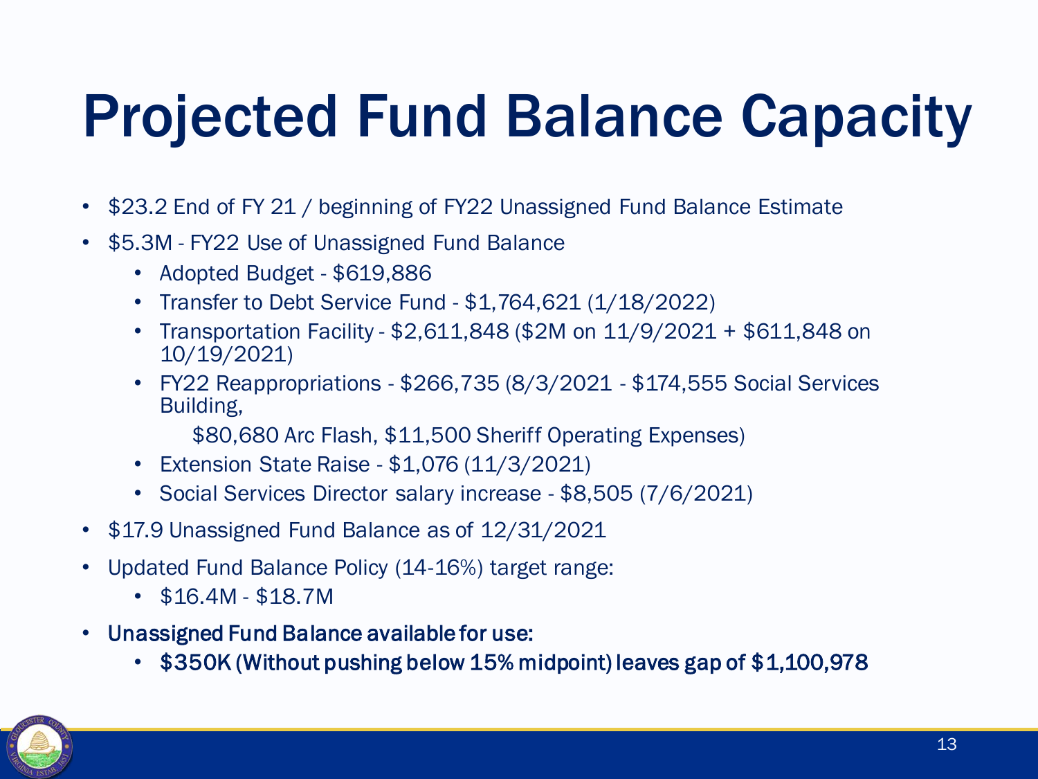# Projected Fund Balance Capacity

- $23.2 End of FY 21 / beginning of FY22 Unassigned Fund Balance Estimate
- $5.3M - FY22 Use of Unassigned Fund Balance
  - Adopted Budget - $619,886
  - Transfer to Debt Service Fund - $1,764,621 (1/18/2022)
  - Transportation Facility - $2,611,848 ($2M on 11/9/2021 + $611,848 on 10/19/2021)
  - FY22 Reappropriations - $266,735 (8/3/2021 - $174,555 Social Services Building,
    $80,680 Arc Flash, $11,500 Sheriff Operating Expenses)
  - Extension State Raise - $1,076 (11/3/2021)
  - Social Services Director salary increase - $8,505 (7/6/2021)
- $17.9 Unassigned Fund Balance as of 12/31/2021
- Updated Fund Balance Policy (14-16%) target range:
  - $16.4M - $18.7M
- **Unassigned Fund Balance available for use:**
  - **$350K (Without pushing below 15% midpoint) leaves gap of $1,100,978**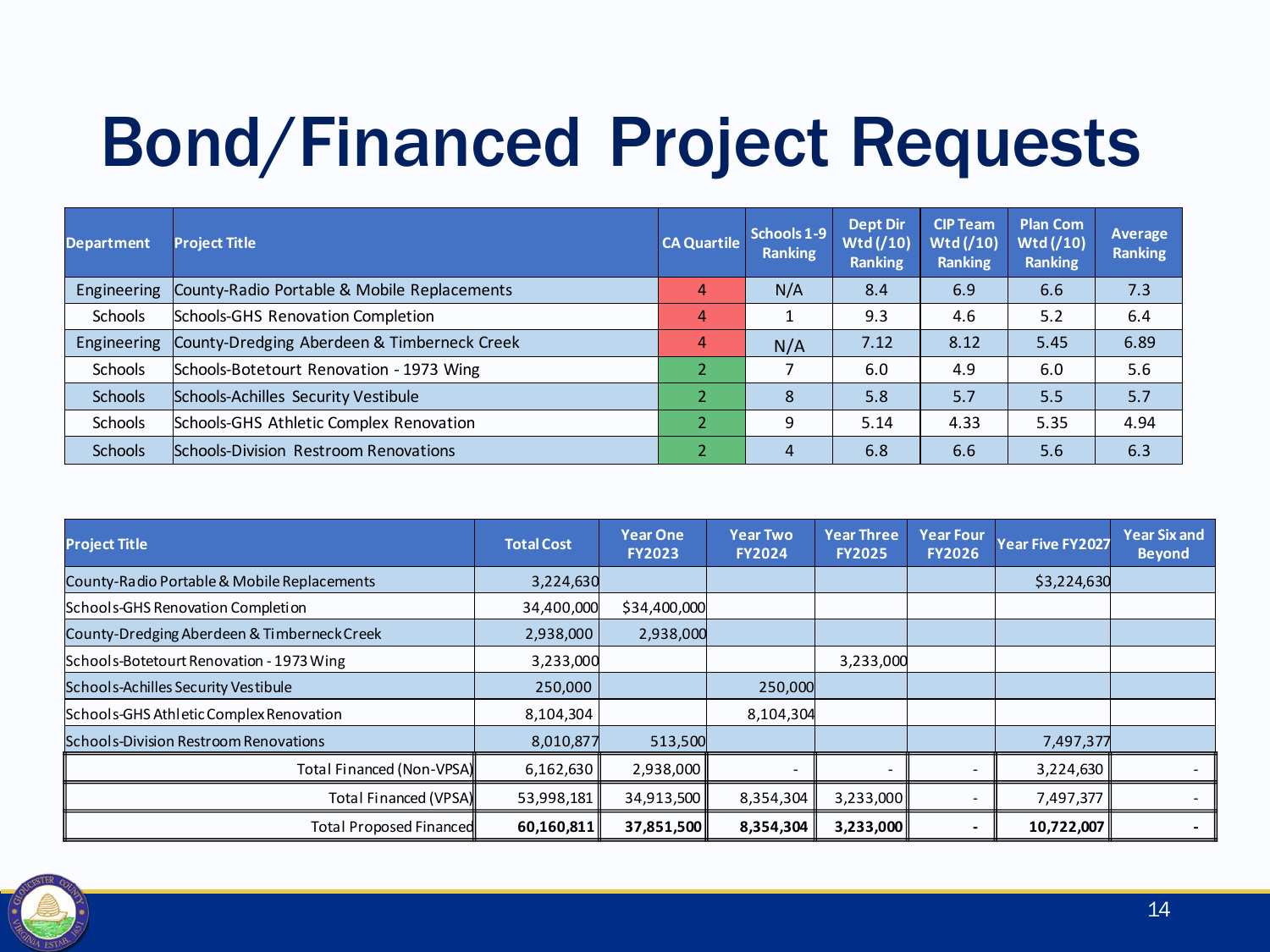# Bond/Financed Project Requests

| Department | Project Title | CA Quartile | Schools 1-9 Ranking | Dept Dir Wtd (/10) Ranking | CIP Team Wtd (/10) Ranking | Plan Com Wtd (/10) Ranking | Average Ranking |
|---|---|---|---|---|---|---|---|
| Engineering | County-Radio Portable & Mobile Replacements | 4 | N/A | 8.4 | 6.9 | 6.6 | 7.3 |
| Schools | Schools-GHS Renovation Completion | 4 | 1 | 9.3 | 4.6 | 5.2 | 6.4 |
| Engineering | County-Dredging Aberdeen & Timberneck Creek | 4 | N/A | 7.12 | 8.12 | 5.45 | 6.89 |
| Schools | Schools-Botetourt Renovation - 1973 Wing | 2 | 7 | 6.0 | 4.9 | 6.0 | 5.6 |
| Schools | Schools-Achilles Security Vestibule | 2 | 8 | 5.8 | 5.7 | 5.5 | 5.7 |
| Schools | Schools-GHS Athletic Complex Renovation | 2 | 9 | 5.14 | 4.33 | 5.35 | 4.94 |
| Schools | Schools-Division Restroom Renovations | 2 | 4 | 6.8 | 6.6 | 5.6 | 6.3 |

| Project Title | Total Cost | Year One FY2023 | Year Two FY2024 | Year Three FY2025 | Year Four FY2026 | Year Five FY2027 | Year Six and Beyond |
|---|---|---|---|---|---|---|---|
| County-Radio Portable & Mobile Replacements | 3,224,630 | | | | | $3,224,630 | |
| Schools-GHS Renovation Completion | 34,400,000 | $34,400,000 | | | | | |
| County-Dredging Aberdeen & Timberneck Creek | 2,938,000 | 2,938,000 | | | | | |
| Schools-Botetourt Renovation - 1973 Wing | 3,233,000 | | | 3,233,000 | | | |
| Schools-Achilles Security Vestibule | 250,000 | | 250,000 | | | | |
| Schools-GHS Athletic Complex Renovation | 8,104,304 | | 8,104,304 | | | | |
| Schools-Division Restroom Renovations | 8,010,877 | 513,500 | | | | 7,497,377 | |
| Total Financed (Non-VPSA) | 6,162,630 | 2,938,000 | - | - | - | 3,224,630 | - |
| Total Financed (VPSA) | 53,998,181 | 34,913,500 | 8,354,304 | 3,233,000 | - | 7,497,377 | - |
| **Total Proposed Financed** | **60,160,811** | **37,851,500** | **8,354,304** | **3,233,000** | **-** | **10,722,007** | **-** |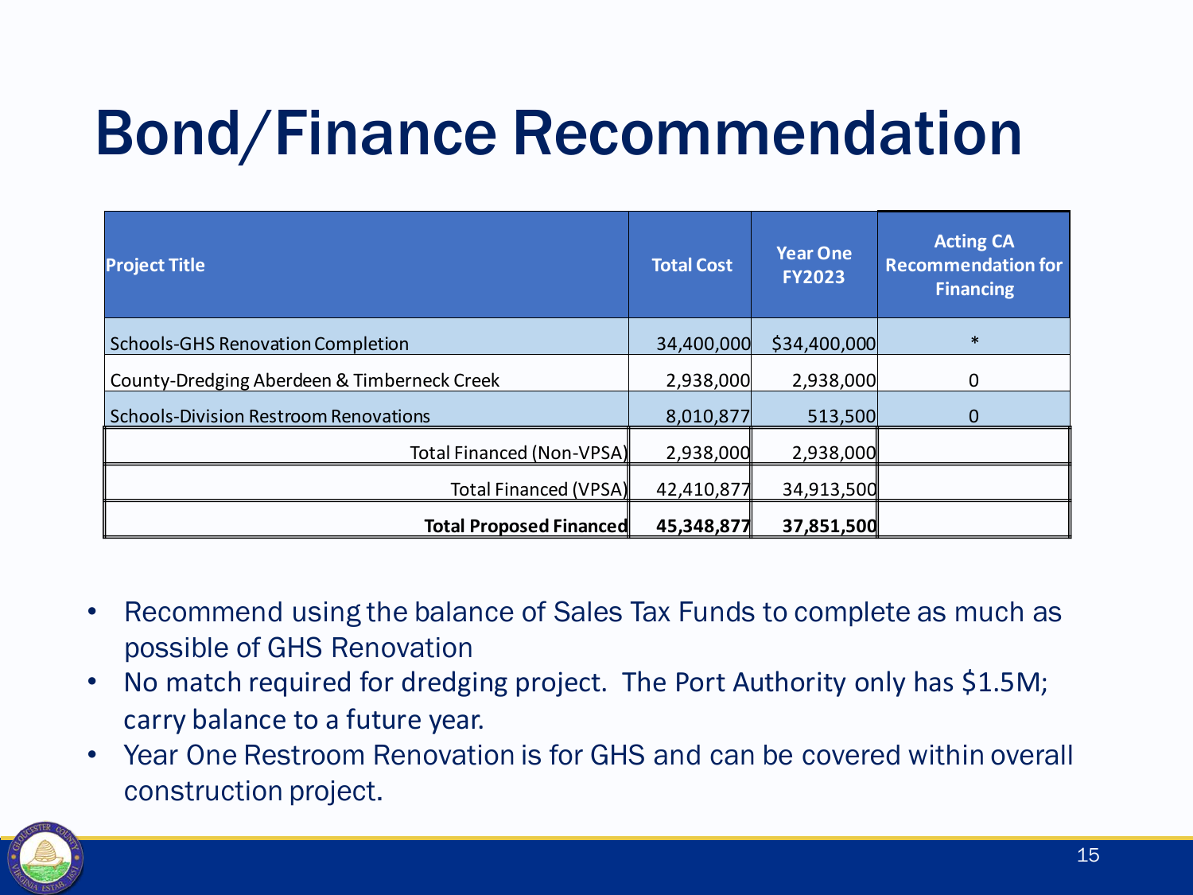# Bond/Finance Recommendation

| Project Title | Total Cost | Year One FY2023 | Acting CA Recommendation for Financing |
|---|---|---|---|
| Schools-GHS Renovation Completion | 34,400,000 | $34,400,000 | * |
| County-Dredging Aberdeen & Timberneck Creek | 2,938,000 | 2,938,000 | 0 |
| Schools-Division Restroom Renovations | 8,010,877 | 513,500 | 0 |
| Total Financed (Non-VPSA) | 2,938,000 | 2,938,000 | |
| Total Financed (VPSA) | 42,410,877 | 34,913,500 | |
| **Total Proposed Financed** | **45,348,877** | **37,851,500** | |

- Recommend using the balance of Sales Tax Funds to complete as much as possible of GHS Renovation
- No match required for dredging project. The Port Authority only has $1.5M; carry balance to a future year.
- Year One Restroom Renovation is for GHS and can be covered within overall construction project.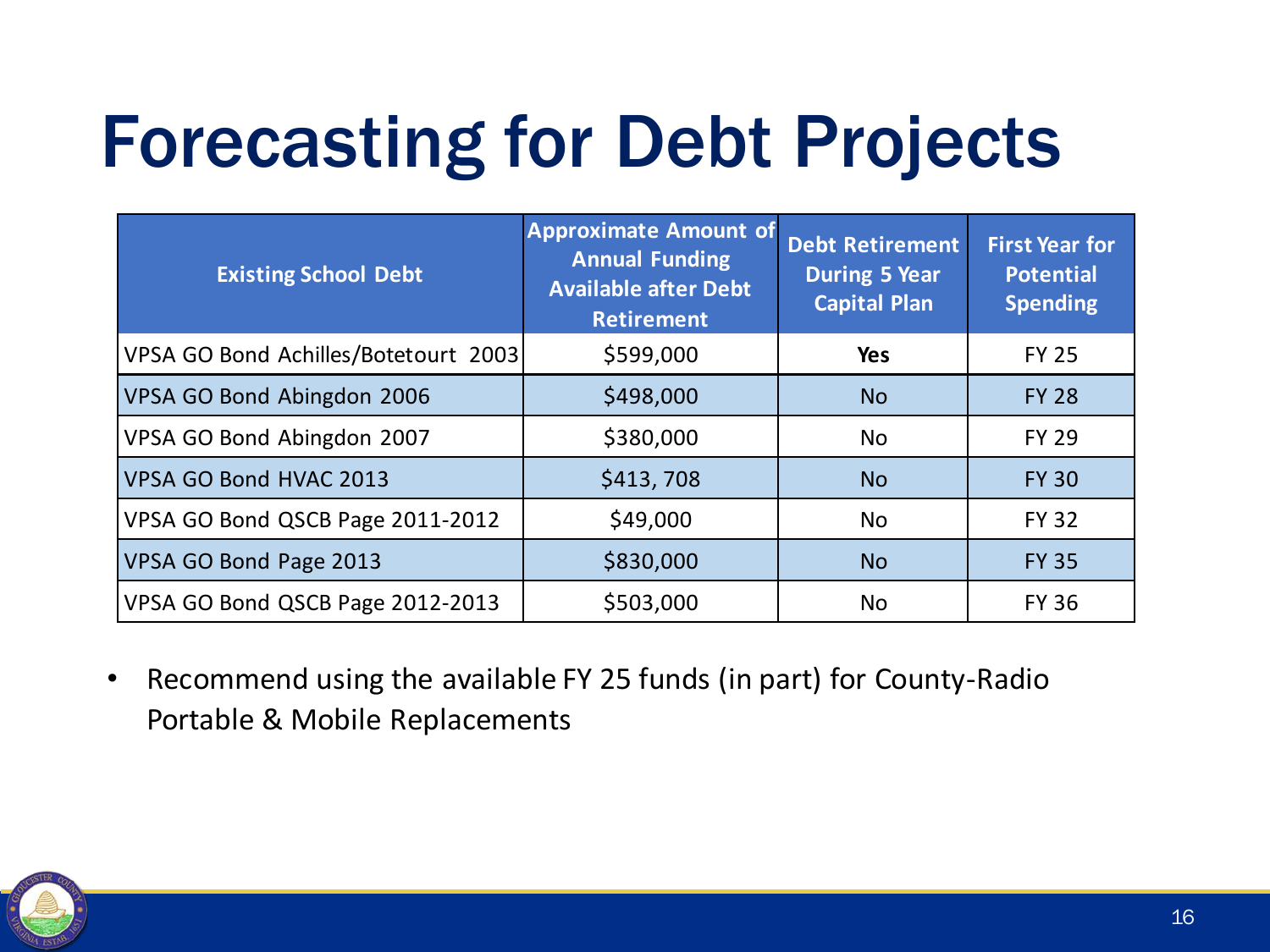# Forecasting for Debt Projects

| Existing School Debt | Approximate Amount of Annual Funding Available after Debt Retirement | Debt Retirement During 5 Year Capital Plan | First Year for Potential Spending |
|---|---|---|---|
| VPSA GO Bond Achilles/Botetourt 2003 | $599,000 | **Yes** | FY 25 |
| VPSA GO Bond Abingdon 2006 | $498,000 | No | FY 28 |
| VPSA GO Bond Abingdon 2007 | $380,000 | No | FY 29 |
| VPSA GO Bond HVAC 2013 | $413, 708 | No | FY 30 |
| VPSA GO Bond QSCB Page 2011-2012 | $49,000 | No | FY 32 |
| VPSA GO Bond Page 2013 | $830,000 | No | FY 35 |
| VPSA GO Bond QSCB Page 2012-2013 | $503,000 | No | FY 36 |

- Recommend using the available FY 25 funds (in part) for County-Radio Portable & Mobile Replacements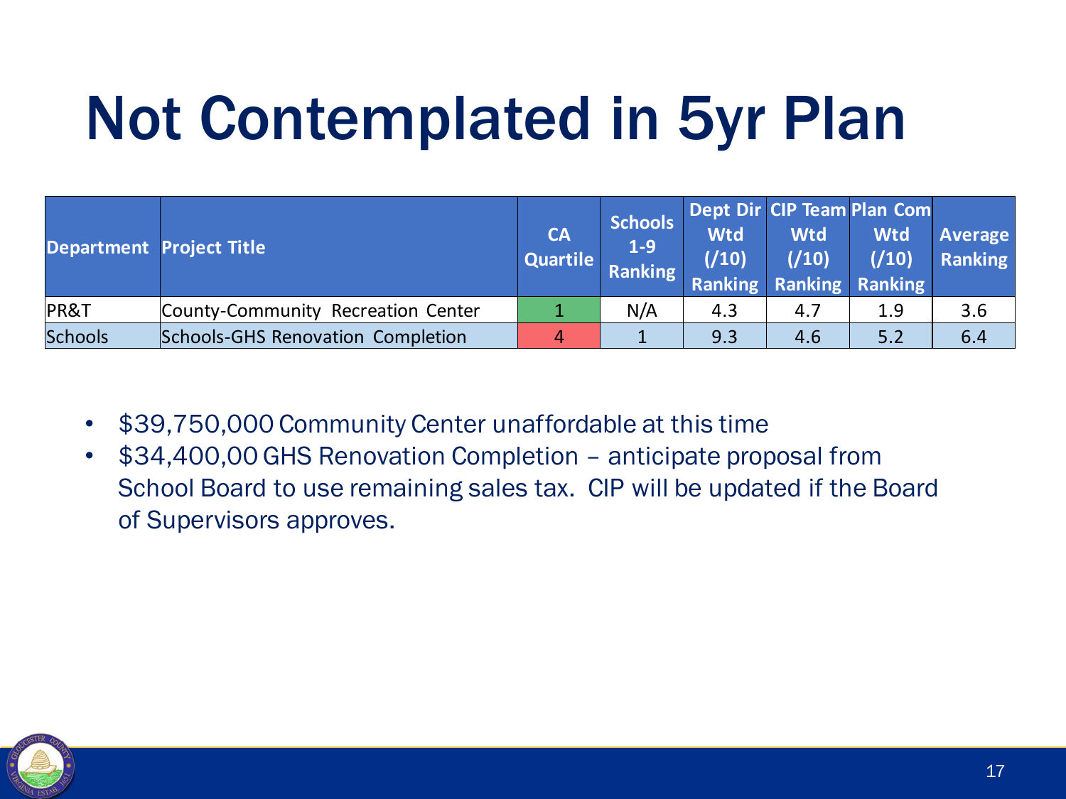# Not Contemplated in 5yr Plan

| Department | Project Title | CA Quartile | Schools 1-9 Ranking | Dept Dir Wtd (/10) Ranking | CIP Team Wtd (/10) Ranking | Plan Com Wtd (/10) Ranking | Average Ranking |
|---|---|---|---|---|---|---|---|
| PR&T | County-Community Recreation Center | 1 | N/A | 4.3 | 4.7 | 1.9 | 3.6 |
| Schools | Schools-GHS Renovation Completion | 4 | 1 | 9.3 | 4.6 | 5.2 | 6.4 |

- $39,750,000 Community Center unaffordable at this time
- $34,400,00 GHS Renovation Completion – anticipate proposal from School Board to use remaining sales tax. CIP will be updated if the Board of Supervisors approves.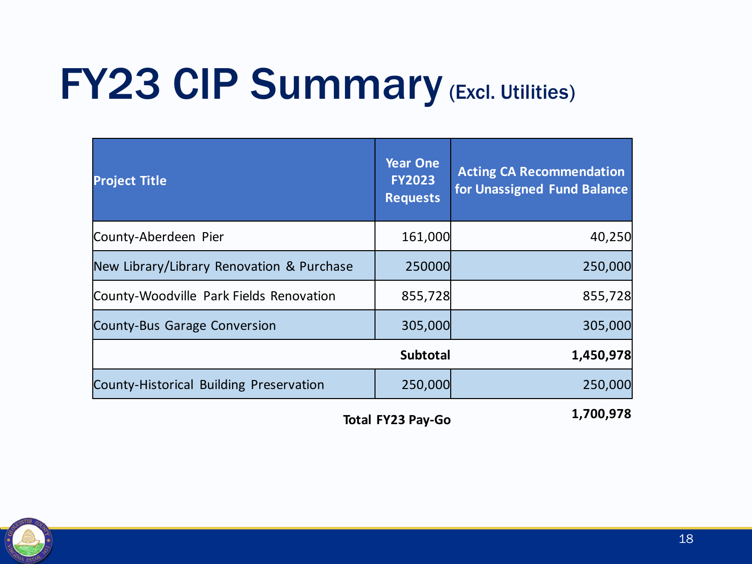# FY23 CIP Summary (Excl. Utilities)

| Project Title | Year One FY2023 Requests | Acting CA Recommendation for Unassigned Fund Balance |
|---|---|---|
| County-Aberdeen Pier | 161,000 | 40,250 |
| New Library/Library Renovation & Purchase | 250000 | 250,000 |
| County-Woodville Park Fields Renovation | 855,728 | 855,728 |
| County-Bus Garage Conversion | 305,000 | 305,000 |
| | **Subtotal** | **1,450,978** |
| County-Historical Building Preservation | 250,000 | 250,000 |
| | **Total FY23 Pay-Go** | **1,700,978** |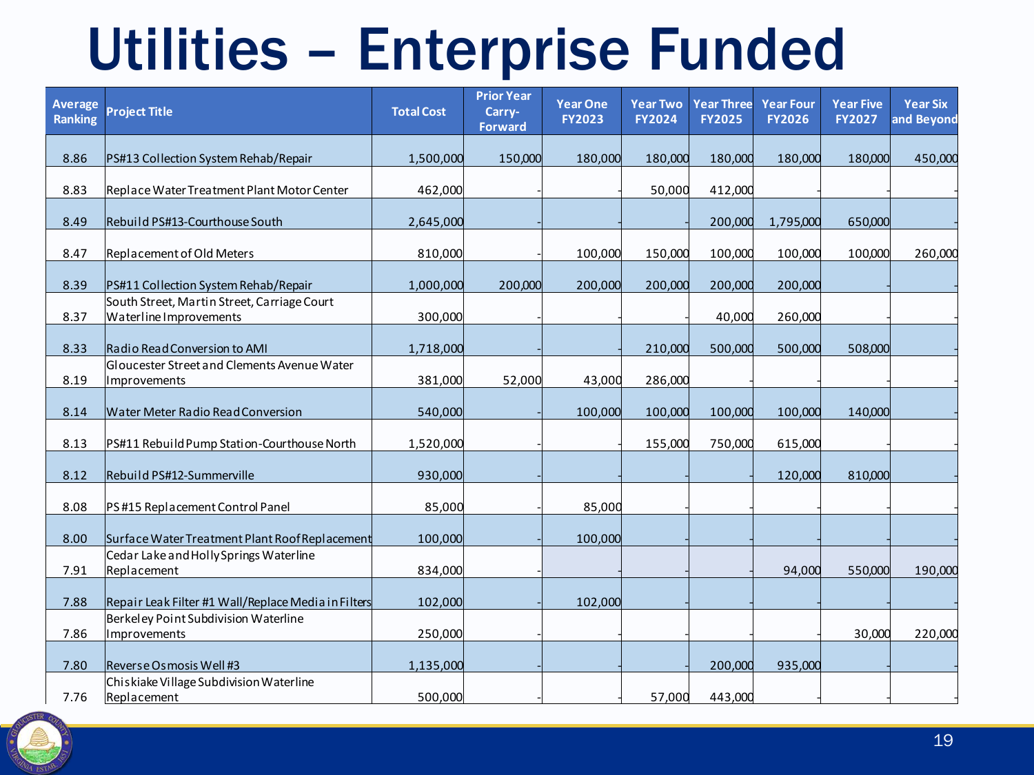# Utilities – Enterprise Funded

| Average Ranking | Project Title | Total Cost | Prior Year Carry-Forward | Year One FY2023 | Year Two FY2024 | Year Three FY2025 | Year Four FY2026 | Year Five FY2027 | Year Six and Beyond |
|---|---|---|---|---|---|---|---|---|---|
| 8.86 | PS#13 Collection System Rehab/Repair | 1,500,000 | 150,000 | 180,000 | 180,000 | 180,000 | 180,000 | 180,000 | 450,000 |
| 8.83 | Replace Water Treatment Plant Motor Center | 462,000 | - | - | 50,000 | 412,000 | - | - | - |
| 8.49 | Rebuild PS#13-Courthouse South | 2,645,000 | - | - | - | 200,000 | 1,795,000 | 650,000 | - |
| 8.47 | Replacement of Old Meters | 810,000 | - | 100,000 | 150,000 | 100,000 | 100,000 | 100,000 | 260,000 |
| 8.39 | PS#11 Collection System Rehab/Repair | 1,000,000 | 200,000 | 200,000 | 200,000 | 200,000 | 200,000 | - | - |
| 8.37 | South Street, Martin Street, Carriage Court Waterline Improvements | 300,000 | - | - | - | 40,000 | 260,000 | - | - |
| 8.33 | Radio Read Conversion to AMI | 1,718,000 | - | - | 210,000 | 500,000 | 500,000 | 508,000 | - |
| 8.19 | Gloucester Street and Clements Avenue Water Improvements | 381,000 | 52,000 | 43,000 | 286,000 | - | - | - | - |
| 8.14 | Water Meter Radio Read Conversion | 540,000 | - | 100,000 | 100,000 | 100,000 | 100,000 | 140,000 | - |
| 8.13 | PS#11 Rebuild Pump Station-Courthouse North | 1,520,000 | - | - | 155,000 | 750,000 | 615,000 | - | - |
| 8.12 | Rebuild PS#12-Summerville | 930,000 | - | - | - | - | 120,000 | 810,000 | - |
| 8.08 | PS #15 Replacement Control Panel | 85,000 | - | 85,000 | - | - | - | - | - |
| 8.00 | Surface Water Treatment Plant Roof Replacement | 100,000 | - | 100,000 | - | - | - | - | - |
| 7.91 | Cedar Lake and Holly Springs Waterline Replacement | 834,000 | - | - | - | - | 94,000 | 550,000 | 190,000 |
| 7.88 | Repair Leak Filter #1 Wall/Replace Media in Filters | 102,000 | - | 102,000 | - | - | - | - | - |
| 7.86 | Berkeley Point Subdivision Waterline Improvements | 250,000 | - | - | - | - | - | 30,000 | 220,000 |
| 7.80 | Reverse Osmosis Well #3 | 1,135,000 | - | - | - | 200,000 | 935,000 | - | - |
| 7.76 | Chiskiake Village Subdivision Waterline Replacement | 500,000 | - | - | 57,000 | 443,000 | - | - | - |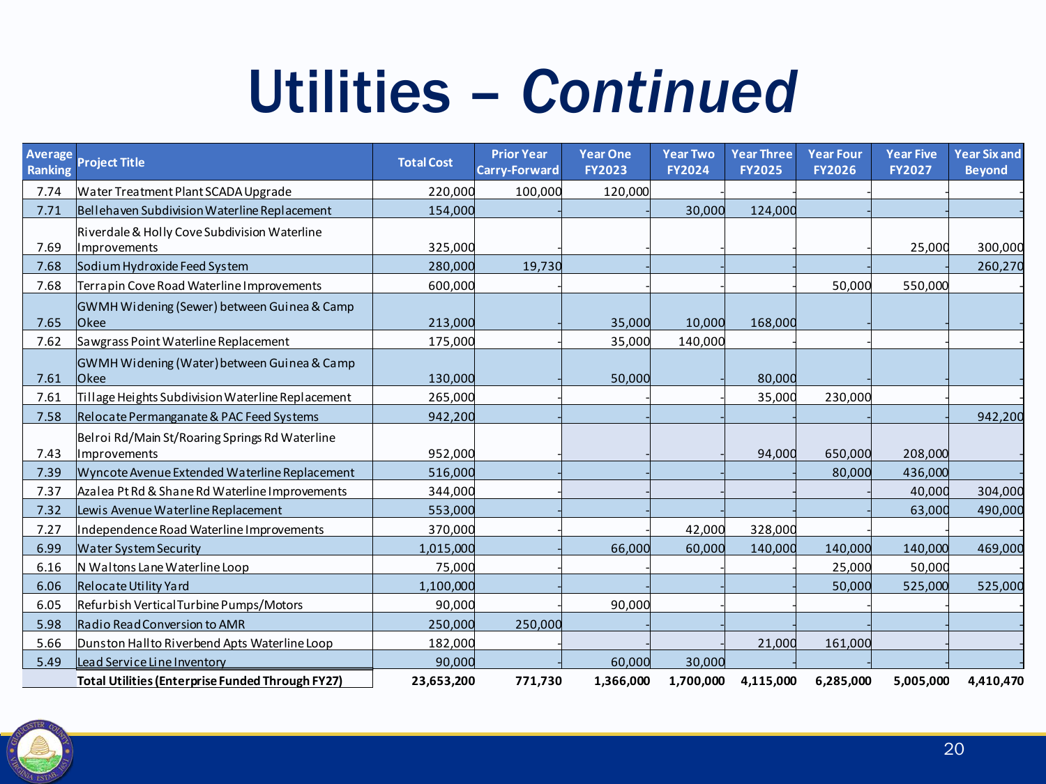# Utilities – *Continued*

| Average Ranking | Project Title | Total Cost | Prior Year Carry-Forward | Year One FY2023 | Year Two FY2024 | Year Three FY2025 | Year Four FY2026 | Year Five FY2027 | Year Six and Beyond |
|---|---|---|---|---|---|---|---|---|---|
| 7.74 | Water Treatment Plant SCADA Upgrade | 220,000 | 100,000 | 120,000 | - | - | - | - | - |
| 7.71 | Bellehaven Subdivision Waterline Replacement | 154,000 | - | - | 30,000 | 124,000 | - | - | - |
| 7.69 | Riverdale & Holly Cove Subdivision Waterline Improvements | 325,000 | - | - | - | - | - | 25,000 | 300,000 |
| 7.68 | Sodium Hydroxide Feed System | 280,000 | 19,730 | - | - | - | - | - | 260,270 |
| 7.68 | Terrapin Cove Road Waterline Improvements | 600,000 | - | - | - | - | 50,000 | 550,000 | - |
| 7.65 | GWMH Widening (Sewer) between Guinea & Camp Okee | 213,000 | - | 35,000 | 10,000 | 168,000 | - | - | - |
| 7.62 | Sawgrass Point Waterline Replacement | 175,000 | - | 35,000 | 140,000 | - | - | - | - |
| 7.61 | GWMH Widening (Water) between Guinea & Camp Okee | 130,000 | - | 50,000 | - | 80,000 | - | - | - |
| 7.61 | Tillage Heights Subdivision Waterline Replacement | 265,000 | - | - | - | 35,000 | 230,000 | - | - |
| 7.58 | Relocate Permanganate & PAC Feed Systems | 942,200 | - | - | - | - | - | - | 942,200 |
| 7.43 | Belroi Rd/Main St/Roaring Springs Rd Waterline Improvements | 952,000 | - | - | - | 94,000 | 650,000 | 208,000 | - |
| 7.39 | Wyncote Avenue Extended Waterline Replacement | 516,000 | - | - | - | - | 80,000 | 436,000 | - |
| 7.37 | Azalea Pt Rd & Shane Rd Waterline Improvements | 344,000 | - | - | - | - | - | 40,000 | 304,000 |
| 7.32 | Lewis Avenue Waterline Replacement | 553,000 | - | - | - | - | - | 63,000 | 490,000 |
| 7.27 | Independence Road Waterline Improvements | 370,000 | - | - | 42,000 | 328,000 | - | - | - |
| 6.99 | Water System Security | 1,015,000 | - | 66,000 | 60,000 | 140,000 | 140,000 | 140,000 | 469,000 |
| 6.16 | N Waltons Lane Waterline Loop | 75,000 | - | - | - | - | 25,000 | 50,000 | - |
| 6.06 | Relocate Utility Yard | 1,100,000 | - | - | - | - | 50,000 | 525,000 | 525,000 |
| 6.05 | Refurbish Vertical Turbine Pumps/Motors | 90,000 | - | 90,000 | - | - | - | - | - |
| 5.98 | Radio Read Conversion to AMR | 250,000 | 250,000 | - | - | - | - | - | - |
| 5.66 | Dunston Hall to Riverbend Apts Waterline Loop | 182,000 | - | - | - | 21,000 | 161,000 | - | - |
| 5.49 | Lead Service Line Inventory | 90,000 | - | 60,000 | 30,000 | - | - | - | - |
| | **Total Utilities (Enterprise Funded Through FY27)** | **23,653,200** | **771,730** | **1,366,000** | **1,700,000** | **4,115,000** | **6,285,000** | **5,005,000** | **4,410,470** |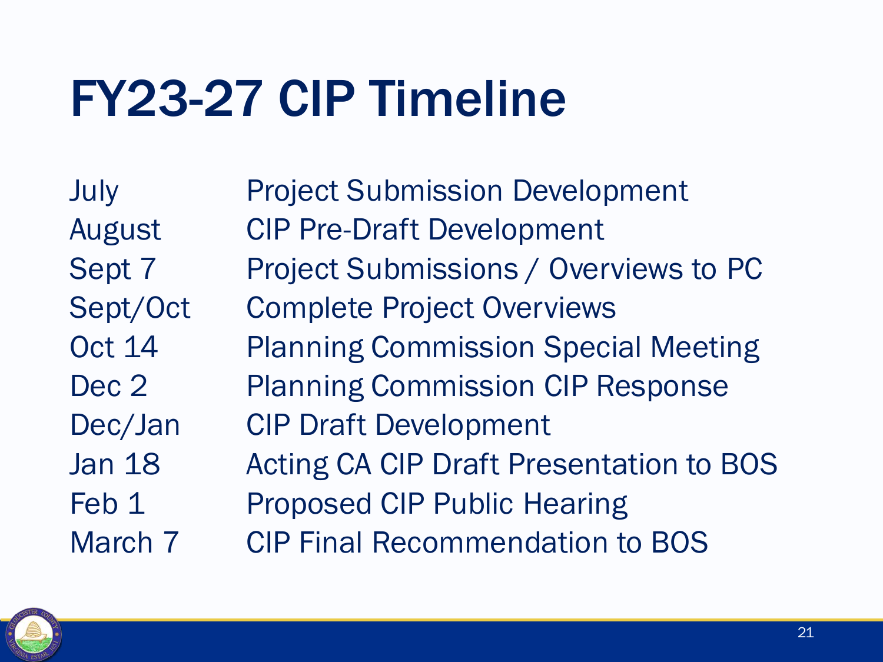# FY23-27 CIP Timeline

| | |
|---|---|
| July | Project Submission Development |
| August | CIP Pre-Draft Development |
| Sept 7 | Project Submissions / Overviews to PC |
| Sept/Oct | Complete Project Overviews |
| Oct 14 | Planning Commission Special Meeting |
| Dec 2 | Planning Commission CIP Response |
| Dec/Jan | CIP Draft Development |
| Jan 18 | Acting CA CIP Draft Presentation to BOS |
| Feb 1 | Proposed CIP Public Hearing |
| March 7 | CIP Final Recommendation to BOS |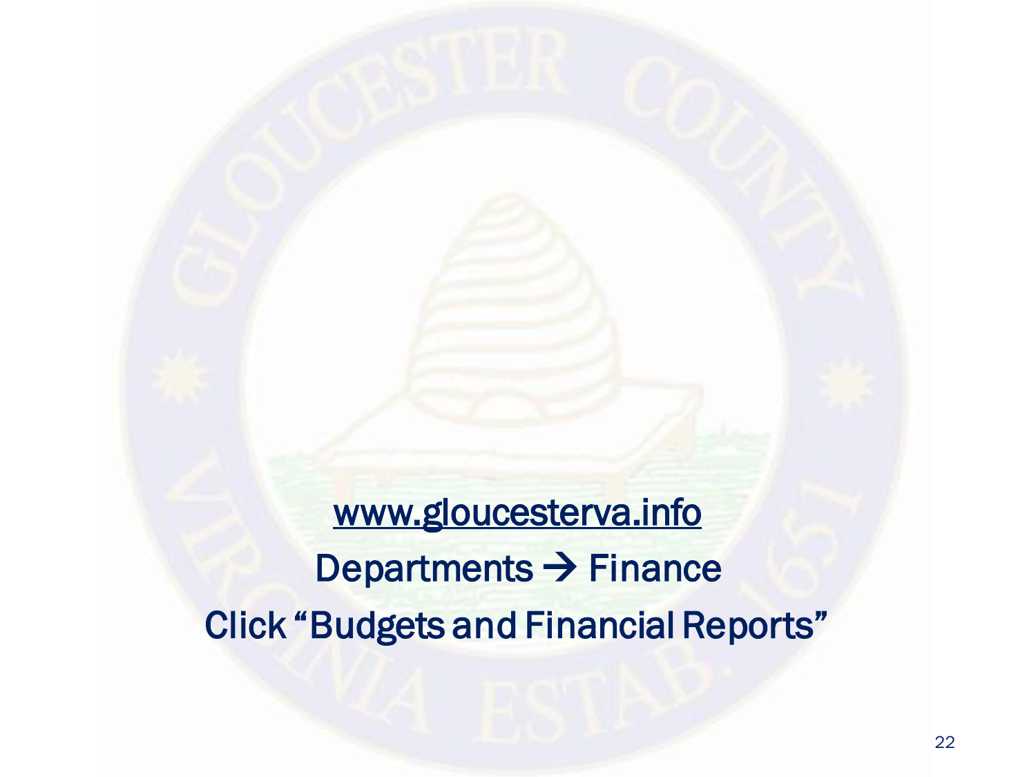www.gloucesterva.info

Departments → Finance

Click "Budgets and Financial Reports"